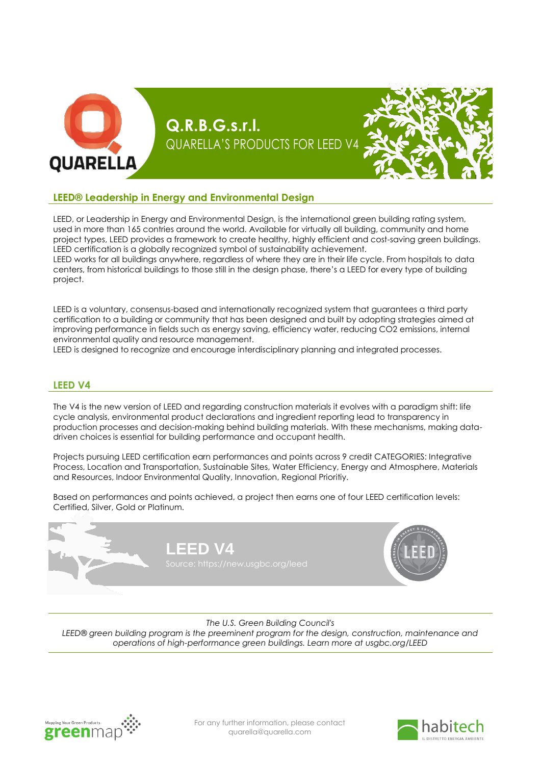# Q.R.B.G.s.r.l.

QUARELLA'S PRODUCTS FOR LEED V4

## LEED® Leadership in Energy and Environmental Design

LEED, or Leadership in Energy and Environmental Design, is the international green building rating system, used in more than 165 contries around the world. Available for virtually all building, community and home project types, LEED provides a framework to create healthy, highly efficient and cost-saving green buildings. LEED certification is a globally recognized symbol of sustainability achievement.
LEED works for all buildings anywhere, regardless of where they are in their life cycle. From hospitals to data centers, from historical buildings to those still in the design phase, there's a LEED for every type of building project.

LEED is a voluntary, consensus-based and internationally recognized system that guarantees a third party certification to a building or community that has been designed and built by adopting strategies aimed at improving performance in fields such as energy saving, efficiency water, reducing CO2 emissions, internal environmental quality and resource management.
LEED is designed to recognize and encourage interdisciplinary planning and integrated processes.

## LEED V4

The V4 is the new version of LEED and regarding construction materials it evolves with a paradigm shift: life cycle analysis, environmental product declarations and ingredient reporting lead to transparency in production processes and decision-making behind building materials. With these mechanisms, making data-driven choices is essential for building performance and occupant health.

Projects pursuing LEED certification earn performances and points across 9 credit CATEGORIES: Integrative Process, Location and Transportation, Sustainable Sites, Water Efficiency, Energy and Atmosphere, Materials and Resources, Indoor Environmental Quality, Innovation, Regional Prioritiy.

Based on performances and points achieved, a project then earns one of four LEED certification levels: Certified, Silver, Gold or Platinum.

**LEED V4**

Source: https://new.usgbc.org/leed

*The U.S. Green Building Council's*
*LEED® green building program is the preeminent program for the design, construction, maintenance and operations of high-performance green buildings. Learn more at usgbc.org/LEED*

For any further information, please contact quarella@quarella.com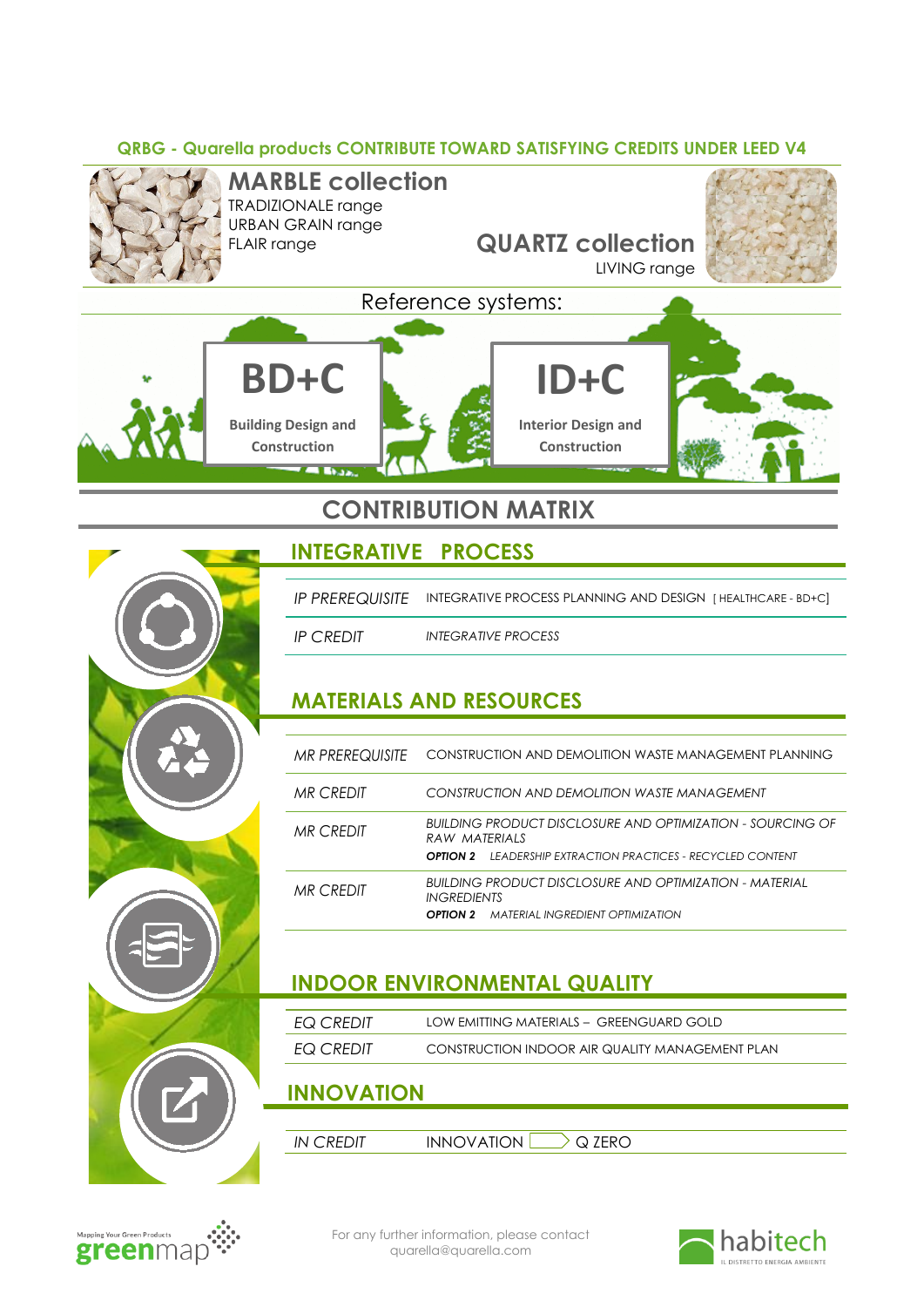QRBG - Quarella products CONTRIBUTE TOWARD SATISFYING CREDITS UNDER LEED V4

## MARBLE collection

TRADIZIONALE range
URBAN GRAIN range
FLAIR range

## QUARTZ collection

LIVING range

Reference systems:

**BD+C**
**Building Design and Construction**

**ID+C**
**Interior Design and Construction**

# CONTRIBUTION MATRIX

## INTEGRATIVE PROCESS

| | |
|---|---|
| *IP PREREQUISITE* | INTEGRATIVE PROCESS PLANNING AND DESIGN [ HEALTHCARE - BD+C] |
| *IP CREDIT* | *INTEGRATIVE PROCESS* |

## MATERIALS AND RESOURCES

| | |
|---|---|
| *MR PREREQUISITE* | CONSTRUCTION AND DEMOLITION WASTE MANAGEMENT PLANNING |
| *MR CREDIT* | *CONSTRUCTION AND DEMOLITION WASTE MANAGEMENT* |
| *MR CREDIT* | *BUILDING PRODUCT DISCLOSURE AND OPTIMIZATION - SOURCING OF RAW MATERIALS* ***OPTION 2*** *LEADERSHIP EXTRACTION PRACTICES - RECYCLED CONTENT* |
| *MR CREDIT* | *BUILDING PRODUCT DISCLOSURE AND OPTIMIZATION - MATERIAL INGREDIENTS* ***OPTION 2*** *MATERIAL INGREDIENT OPTIMIZATION* |

## INDOOR ENVIRONMENTAL QUALITY

| | |
|---|---|
| *EQ CREDIT* | LOW EMITTING MATERIALS – GREENGUARD GOLD |
| *EQ CREDIT* | CONSTRUCTION INDOOR AIR QUALITY MANAGEMENT PLAN |

## INNOVATION

| | |
|---|---|
| *IN CREDIT* | INNOVATION → Q ZERO |

Mapping Your Green Products greenmap

For any further information, please contact
quarella@quarella.com

habitech IL DISTRETTO ENERGIA AMBIENTE